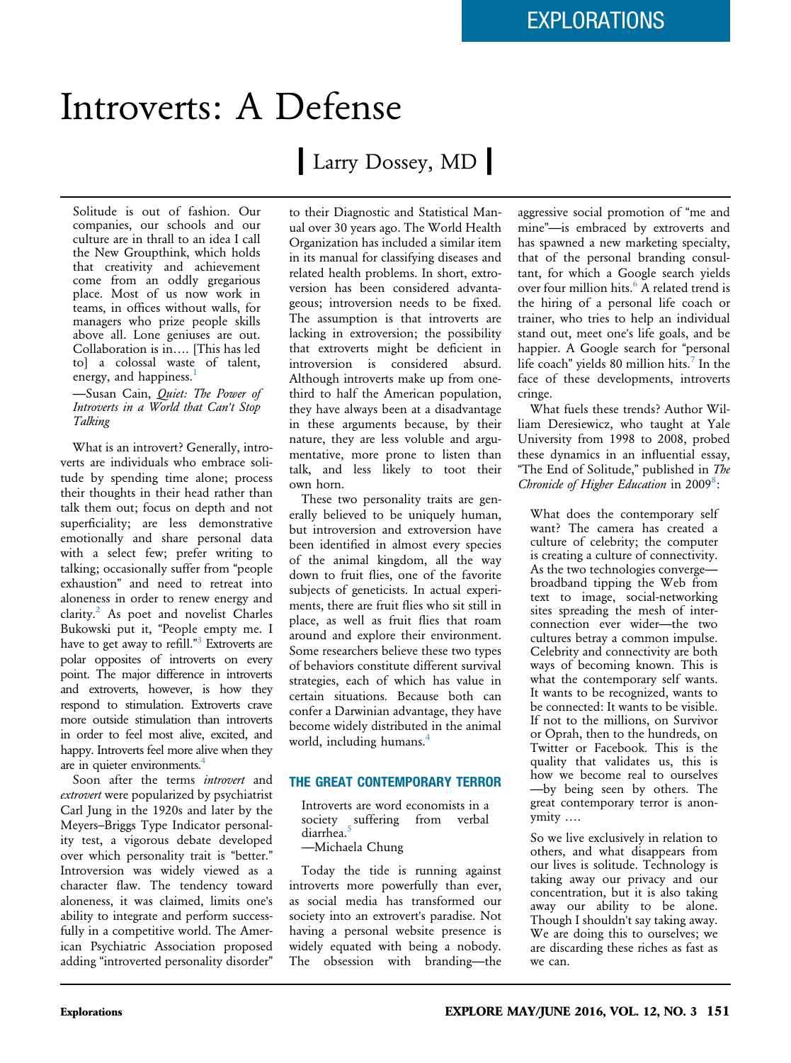EXPLORATIONS

# Introverts: A Defense

**Larry Dossey, MD**

> Solitude is out of fashion. Our companies, our schools and our culture are in thrall to an idea I call the New Groupthink, which holds that creativity and achievement come from an oddly gregarious place. Most of us now work in teams, in offices without walls, for managers who prize people skills above all. Lone geniuses are out. Collaboration is in…. [This has led to] a colossal waste of talent, energy, and happiness.[1]
>
> —Susan Cain, *Quiet: The Power of Introverts in a World that Can't Stop Talking*

What is an introvert? Generally, introverts are individuals who embrace solitude by spending time alone; process their thoughts in their head rather than talk them out; focus on depth and not superficiality; are less demonstrative emotionally and share personal data with a select few; prefer writing to talking; occasionally suffer from "people exhaustion" and need to retreat into aloneness in order to renew energy and clarity.[2] As poet and novelist Charles Bukowski put it, "People empty me. I have to get away to refill."[3] Extroverts are polar opposites of introverts on every point. The major difference in introverts and extroverts, however, is how they respond to stimulation. Extroverts crave more outside stimulation than introverts in order to feel most alive, excited, and happy. Introverts feel more alive when they are in quieter environments.[4]

Soon after the terms *introvert* and *extrovert* were popularized by psychiatrist Carl Jung in the 1920s and later by the Meyers–Briggs Type Indicator personality test, a vigorous debate developed over which personality trait is "better." Introversion was widely viewed as a character flaw. The tendency toward aloneness, it was claimed, limits one's ability to integrate and perform successfully in a competitive world. The American Psychiatric Association proposed adding "introverted personality disorder" to their Diagnostic and Statistical Manual over 30 years ago. The World Health Organization has included a similar item in its manual for classifying diseases and related health problems. In short, extroversion has been considered advantageous; introversion needs to be fixed. The assumption is that introverts are lacking in extroversion; the possibility that extroverts might be deficient in introversion is considered absurd. Although introverts make up from one-third to half the American population, they have always been at a disadvantage in these arguments because, by their nature, they are less voluble and argumentative, more prone to listen than talk, and less likely to toot their own horn.

These two personality traits are generally believed to be uniquely human, but introversion and extroversion have been identified in almost every species of the animal kingdom, all the way down to fruit flies, one of the favorite subjects of geneticists. In actual experiments, there are fruit flies who sit still in place, as well as fruit flies that roam around and explore their environment. Some researchers believe these two types of behaviors constitute different survival strategies, each of which has value in certain situations. Because both can confer a Darwinian advantage, they have become widely distributed in the animal world, including humans.[4]

## THE GREAT CONTEMPORARY TERROR

> Introverts are word economists in a society suffering from verbal diarrhea.[5]
>
> —Michaela Chung

Today the tide is running against introverts more powerfully than ever, as social media has transformed our society into an extrovert's paradise. Not having a personal website presence is widely equated with being a nobody. The obsession with branding—the aggressive social promotion of "me and mine"—is embraced by extroverts and has spawned a new marketing specialty, that of the personal branding consultant, for which a Google search yields over four million hits.[6] A related trend is the hiring of a personal life coach or trainer, who tries to help an individual stand out, meet one's life goals, and be happier. A Google search for "personal life coach" yields 80 million hits.[7] In the face of these developments, introverts cringe.

What fuels these trends? Author William Deresiewicz, who taught at Yale University from 1998 to 2008, probed these dynamics in an influential essay, "The End of Solitude," published in *The Chronicle of Higher Education* in 2009[8]:

> What does the contemporary self want? The camera has created a culture of celebrity; the computer is creating a culture of connectivity. As the two technologies converge—broadband tipping the Web from text to image, social-networking sites spreading the mesh of interconnection ever wider—the two cultures betray a common impulse. Celebrity and connectivity are both ways of becoming known. This is what the contemporary self wants. It wants to be recognized, wants to be connected: It wants to be visible. If not to the millions, on Survivor or Oprah, then to the hundreds, on Twitter or Facebook. This is the quality that validates us, this is how we become real to ourselves—by being seen by others. The great contemporary terror is anonymity ….
>
> So we live exclusively in relation to others, and what disappears from our lives is solitude. Technology is taking away our privacy and our concentration, but it is also taking away our ability to be alone. Though I shouldn't say taking away. We are doing this to ourselves; we are discarding these riches as fast as we can.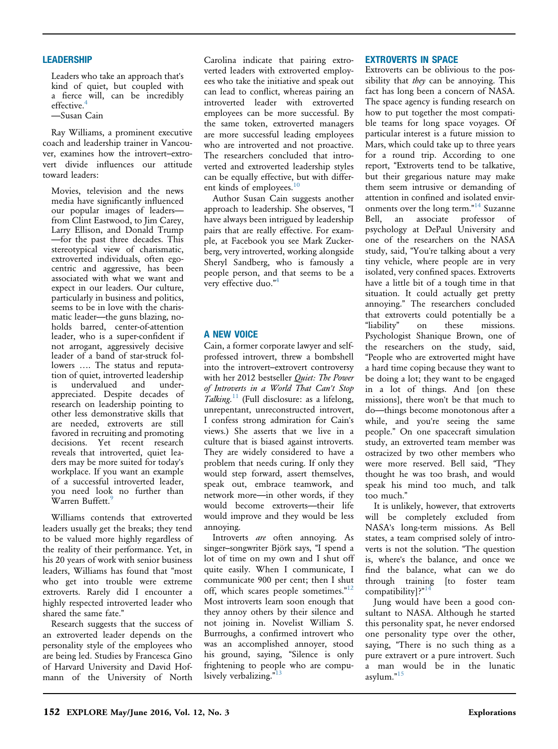## LEADERSHIP

> Leaders who take an approach that's kind of quiet, but coupled with a fierce will, can be incredibly effective.[4]
> —Susan Cain

Ray Williams, a prominent executive coach and leadership trainer in Vancouver, examines how the introvert–extrovert divide influences our attitude toward leaders:

> Movies, television and the news media have significantly influenced our popular images of leaders—from Clint Eastwood, to Jim Carey, Larry Ellison, and Donald Trump—for the past three decades. This stereotypical view of charismatic, extroverted individuals, often egocentric and aggressive, has been associated with what we want and expect in our leaders. Our culture, particularly in business and politics, seems to be in love with the charismatic leader—the guns blazing, no-holds barred, center-of-attention leader, who is a super-confident if not arrogant, aggressively decisive leader of a band of star-struck followers …. The status and reputation of quiet, introverted leadership is undervalued and underappreciated. Despite decades of research on leadership pointing to other less demonstrative skills that are needed, extroverts are still favored in recruiting and promoting decisions. Yet recent research reveals that introverted, quiet leaders may be more suited for today's workplace. If you want an example of a successful introverted leader, you need look no further than Warren Buffett.[9]

Williams contends that extroverted leaders usually get the breaks; they tend to be valued more highly regardless of the reality of their performance. Yet, in his 20 years of work with senior business leaders, Williams has found that "most who get into trouble were extreme extroverts. Rarely did I encounter a highly respected introverted leader who shared the same fate."

Research suggests that the success of an extroverted leader depends on the personality style of the employees who are being led. Studies by Francesca Gino of Harvard University and David Hofmann of the University of North Carolina indicate that pairing extroverted leaders with extroverted employees who take the initiative and speak out can lead to conflict, whereas pairing an introverted leader with extroverted employees can be more successful. By the same token, extroverted managers are more successful leading employees who are introverted and not proactive. The researchers concluded that introverted and extroverted leadership styles can be equally effective, but with different kinds of employees.[10]

Author Susan Cain suggests another approach to leadership. She observes, "I have always been intrigued by leadership pairs that are really effective. For example, at Facebook you see Mark Zuckerberg, very introverted, working alongside Sheryl Sandberg, who is famously a people person, and that seems to be a very effective duo."[4]

## A NEW VOICE

Cain, a former corporate lawyer and self-professed introvert, threw a bombshell into the introvert–extrovert controversy with her 2012 bestseller *Quiet: The Power of Introverts in a World That Can't Stop Talking*.[11] (Full disclosure: as a lifelong, unrepentant, unreconstructed introvert, I confess strong admiration for Cain's views.) She asserts that we live in a culture that is biased against introverts. They are widely considered to have a problem that needs curing. If only they would step forward, assert themselves, speak out, embrace teamwork, and network more—in other words, if they would become extroverts—their life would improve and they would be less annoying.

Introverts *are* often annoying. As singer–songwriter Björk says, "I spend a lot of time on my own and I shut off quite easily. When I communicate, I communicate 900 per cent; then I shut off, which scares people sometimes."[12] Most introverts learn soon enough that they annoy others by their silence and not joining in. Novelist William S. Burrroughs, a confirmed introvert who was an accomplished annoyer, stood his ground, saying, "Silence is only frightening to people who are compulsively verbalizing."[13]

## EXTROVERTS IN SPACE

Extroverts can be oblivious to the possibility that *they* can be annoying. This fact has long been a concern of NASA. The space agency is funding research on how to put together the most compatible teams for long space voyages. Of particular interest is a future mission to Mars, which could take up to three years for a round trip. According to one report, "Extroverts tend to be talkative, but their gregarious nature may make them seem intrusive or demanding of attention in confined and isolated environments over the long term."[14] Suzanne Bell, an associate professor of psychology at DePaul University and one of the researchers on the NASA study, said, "You're talking about a very tiny vehicle, where people are in very isolated, very confined spaces. Extroverts have a little bit of a tough time in that situation. It could actually get pretty annoying." The researchers concluded that extroverts could potentially be a "liability" on these missions. Psychologist Shanique Brown, one of the researchers on the study, said, "People who are extroverted might have a hard time coping because they want to be doing a lot; they want to be engaged in a lot of things. And [on these missions], there won't be that much to do—things become monotonous after a while, and you're seeing the same people." On one spacecraft simulation study, an extroverted team member was ostracized by two other members who were more reserved. Bell said, "They thought he was too brash, and would speak his mind too much, and talk too much."

It is unlikely, however, that extroverts will be completely excluded from NASA's long-term missions. As Bell states, a team comprised solely of introverts is not the solution. "The question is, where's the balance, and once we find the balance, what can we do through training [to foster team compatibility]?"[14]

Jung would have been a good consultant to NASA. Although he started this personality spat, he never endorsed one personality type over the other, saying, "There is no such thing as a pure extravert or a pure introvert. Such a man would be in the lunatic asylum."[15]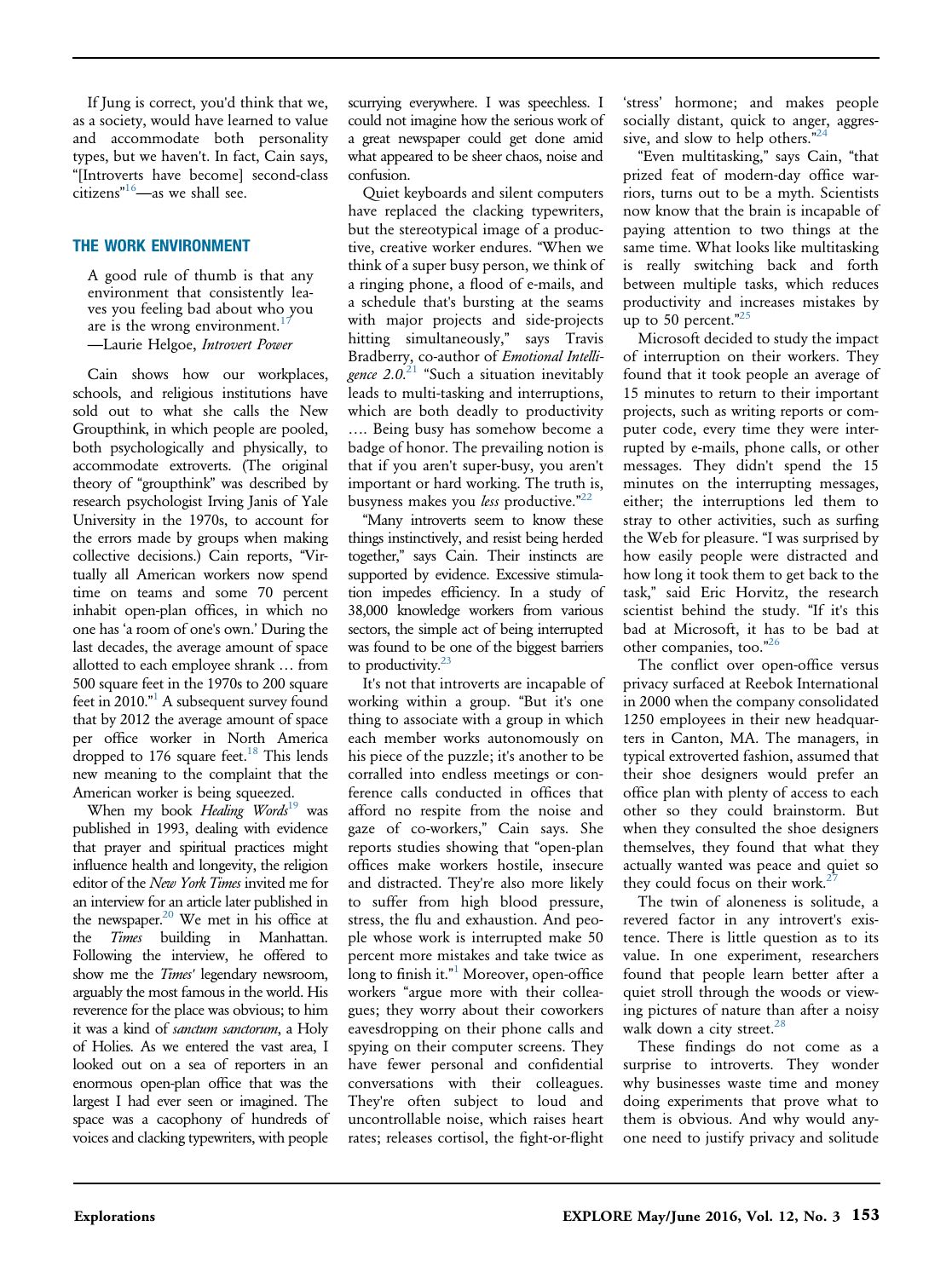If Jung is correct, you'd think that we, as a society, would have learned to value and accommodate both personality types, but we haven't. In fact, Cain says, "[Introverts have become] second-class citizens"[16]—as we shall see.

## THE WORK ENVIRONMENT

> A good rule of thumb is that any environment that consistently leaves you feeling bad about who you are is the wrong environment.[17]
> —Laurie Helgoe, *Introvert Power*

Cain shows how our workplaces, schools, and religious institutions have sold out to what she calls the New Groupthink, in which people are pooled, both psychologically and physically, to accommodate extroverts. (The original theory of "groupthink" was described by research psychologist Irving Janis of Yale University in the 1970s, to account for the errors made by groups when making collective decisions.) Cain reports, "Virtually all American workers now spend time on teams and some 70 percent inhabit open-plan offices, in which no one has 'a room of one's own.' During the last decades, the average amount of space allotted to each employee shrank … from 500 square feet in the 1970s to 200 square feet in 2010."[1] A subsequent survey found that by 2012 the average amount of space per office worker in North America dropped to 176 square feet.[18] This lends new meaning to the complaint that the American worker is being squeezed.

When my book *Healing Words*[19] was published in 1993, dealing with evidence that prayer and spiritual practices might influence health and longevity, the religion editor of the *New York Times* invited me for an interview for an article later published in the newspaper.[20] We met in his office at the *Times* building in Manhattan. Following the interview, he offered to show me the *Times'* legendary newsroom, arguably the most famous in the world. His reverence for the place was obvious; to him it was a kind of *sanctum sanctorum*, a Holy of Holies. As we entered the vast area, I looked out on a sea of reporters in an enormous open-plan office that was the largest I had ever seen or imagined. The space was a cacophony of hundreds of voices and clacking typewriters, with people scurrying everywhere. I was speechless. I could not imagine how the serious work of a great newspaper could get done amid what appeared to be sheer chaos, noise and confusion.

Quiet keyboards and silent computers have replaced the clacking typewriters, but the stereotypical image of a productive, creative worker endures. "When we think of a super busy person, we think of a ringing phone, a flood of e-mails, and a schedule that's bursting at the seams with major projects and side-projects hitting simultaneously," says Travis Bradberry, co-author of *Emotional Intelligence 2.0*.[21] "Such a situation inevitably leads to multi-tasking and interruptions, which are both deadly to productivity …. Being busy has somehow become a badge of honor. The prevailing notion is that if you aren't super-busy, you aren't important or hard working. The truth is, busyness makes you *less* productive."[22]

"Many introverts seem to know these things instinctively, and resist being herded together," says Cain. Their instincts are supported by evidence. Excessive stimulation impedes efficiency. In a study of 38,000 knowledge workers from various sectors, the simple act of being interrupted was found to be one of the biggest barriers to productivity.[23]

It's not that introverts are incapable of working within a group. "But it's one thing to associate with a group in which each member works autonomously on his piece of the puzzle; it's another to be corralled into endless meetings or conference calls conducted in offices that afford no respite from the noise and gaze of co-workers," Cain says. She reports studies showing that "open-plan offices make workers hostile, insecure and distracted. They're also more likely to suffer from high blood pressure, stress, the flu and exhaustion. And people whose work is interrupted make 50 percent more mistakes and take twice as long to finish it."[1] Moreover, open-office workers "argue more with their colleagues; they worry about their coworkers eavesdropping on their phone calls and spying on their computer screens. They have fewer personal and confidential conversations with their colleagues. They're often subject to loud and uncontrollable noise, which raises heart rates; releases cortisol, the fight-or-flight 'stress' hormone; and makes people socially distant, quick to anger, aggressive, and slow to help others."[24]

"Even multitasking," says Cain, "that prized feat of modern-day office warriors, turns out to be a myth. Scientists now know that the brain is incapable of paying attention to two things at the same time. What looks like multitasking is really switching back and forth between multiple tasks, which reduces productivity and increases mistakes by up to 50 percent."[25]

Microsoft decided to study the impact of interruption on their workers. They found that it took people an average of 15 minutes to return to their important projects, such as writing reports or computer code, every time they were interrupted by e-mails, phone calls, or other messages. They didn't spend the 15 minutes on the interrupting messages, either; the interruptions led them to stray to other activities, such as surfing the Web for pleasure. "I was surprised by how easily people were distracted and how long it took them to get back to the task," said Eric Horvitz, the research scientist behind the study. "If it's this bad at Microsoft, it has to be bad at other companies, too."[26]

The conflict over open-office versus privacy surfaced at Reebok International in 2000 when the company consolidated 1250 employees in their new headquarters in Canton, MA. The managers, in typical extroverted fashion, assumed that their shoe designers would prefer an office plan with plenty of access to each other so they could brainstorm. But when they consulted the shoe designers themselves, they found that what they actually wanted was peace and quiet so they could focus on their work.[27]

The twin of aloneness is solitude, a revered factor in any introvert's existence. There is little question as to its value. In one experiment, researchers found that people learn better after a quiet stroll through the woods or viewing pictures of nature than after a noisy walk down a city street.[28]

These findings do not come as a surprise to introverts. They wonder why businesses waste time and money doing experiments that prove what to them is obvious. And why would anyone need to justify privacy and solitude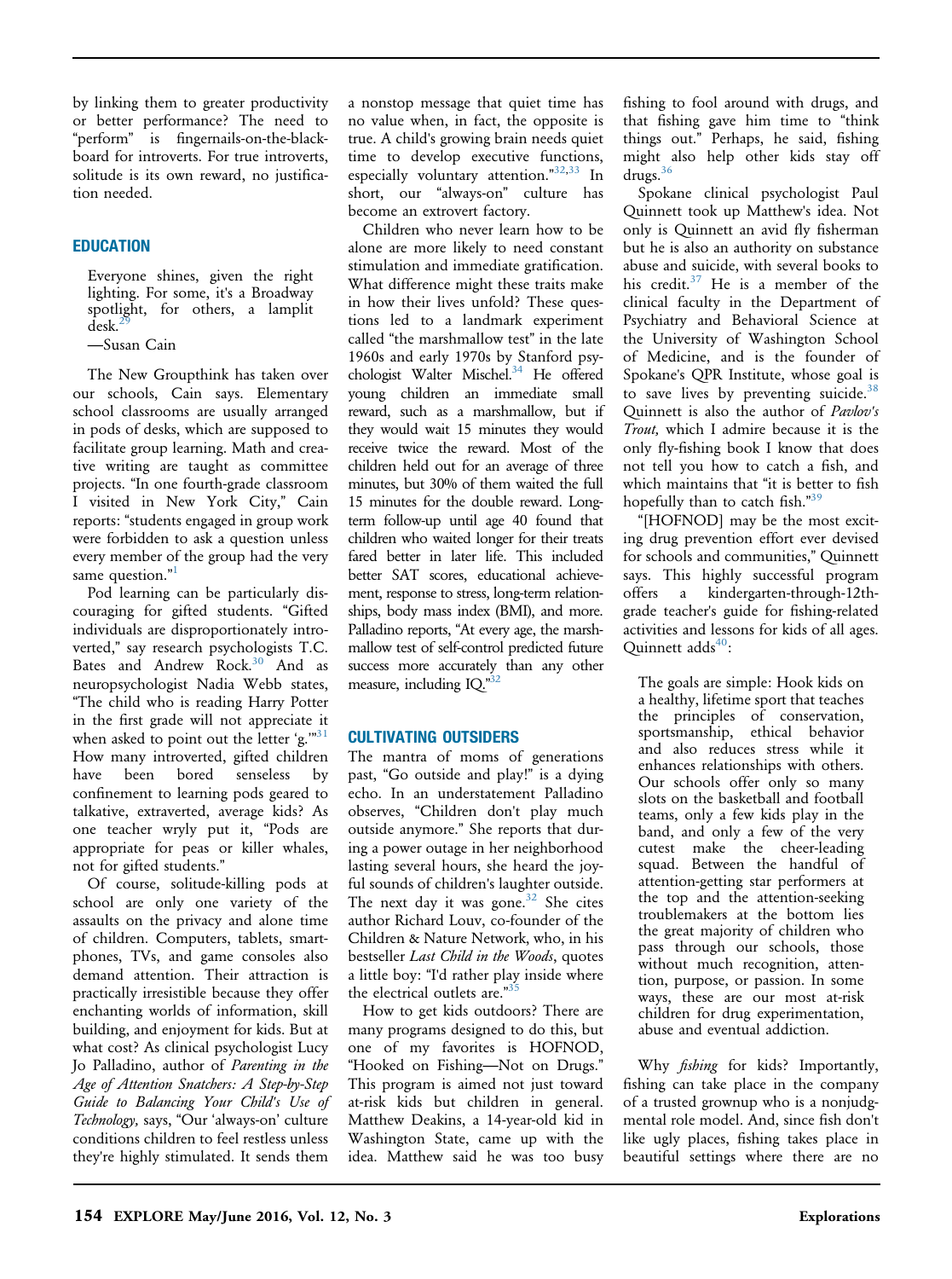by linking them to greater productivity or better performance? The need to "perform" is fingernails-on-the-blackboard for introverts. For true introverts, solitude is its own reward, no justification needed.

## EDUCATION

> Everyone shines, given the right lighting. For some, it's a Broadway spotlight, for others, a lamplit desk.[29]
>
> —Susan Cain

The New Groupthink has taken over our schools, Cain says. Elementary school classrooms are usually arranged in pods of desks, which are supposed to facilitate group learning. Math and creative writing are taught as committee projects. "In one fourth-grade classroom I visited in New York City," Cain reports: "students engaged in group work were forbidden to ask a question unless every member of the group had the very same question."[1]

Pod learning can be particularly discouraging for gifted students. "Gifted individuals are disproportionately introverted," say research psychologists T.C. Bates and Andrew Rock.[30] And as neuropsychologist Nadia Webb states, "The child who is reading Harry Potter in the first grade will not appreciate it when asked to point out the letter 'g.'"[31] How many introverted, gifted children have been bored senseless by confinement to learning pods geared to talkative, extraverted, average kids? As one teacher wryly put it, "Pods are appropriate for peas or killer whales, not for gifted students."

Of course, solitude-killing pods at school are only one variety of the assaults on the privacy and alone time of children. Computers, tablets, smartphones, TVs, and game consoles also demand attention. Their attraction is practically irresistible because they offer enchanting worlds of information, skill building, and enjoyment for kids. But at what cost? As clinical psychologist Lucy Jo Palladino, author of *Parenting in the Age of Attention Snatchers: A Step-by-Step Guide to Balancing Your Child's Use of Technology,* says, "Our 'always-on' culture conditions children to feel restless unless they're highly stimulated. It sends them a nonstop message that quiet time has no value when, in fact, the opposite is true. A child's growing brain needs quiet time to develop executive functions, especially voluntary attention."[32,33] In short, our "always-on" culture has become an extrovert factory.

Children who never learn how to be alone are more likely to need constant stimulation and immediate gratification. What difference might these traits make in how their lives unfold? These questions led to a landmark experiment called "the marshmallow test" in the late 1960s and early 1970s by Stanford psychologist Walter Mischel.[34] He offered young children an immediate small reward, such as a marshmallow, but if they would wait 15 minutes they would receive twice the reward. Most of the children held out for an average of three minutes, but 30% of them waited the full 15 minutes for the double reward. Long-term follow-up until age 40 found that children who waited longer for their treats fared better in later life. This included better SAT scores, educational achievement, response to stress, long-term relationships, body mass index (BMI), and more. Palladino reports, "At every age, the marshmallow test of self-control predicted future success more accurately than any other measure, including IQ."[32]

## CULTIVATING OUTSIDERS

The mantra of moms of generations past, "Go outside and play!" is a dying echo. In an understatement Palladino observes, "Children don't play much outside anymore." She reports that during a power outage in her neighborhood lasting several hours, she heard the joyful sounds of children's laughter outside. The next day it was gone.[32] She cites author Richard Louv, co-founder of the Children & Nature Network, who, in his bestseller *Last Child in the Woods*, quotes a little boy: "I'd rather play inside where the electrical outlets are."[35]

How to get kids outdoors? There are many programs designed to do this, but one of my favorites is HOFNOD, "Hooked on Fishing—Not on Drugs." This program is aimed not just toward at-risk kids but children in general. Matthew Deakins, a 14-year-old kid in Washington State, came up with the idea. Matthew said he was too busy fishing to fool around with drugs, and that fishing gave him time to "think things out." Perhaps, he said, fishing might also help other kids stay off drugs.[36]

Spokane clinical psychologist Paul Quinnett took up Matthew's idea. Not only is Quinnett an avid fly fisherman but he is also an authority on substance abuse and suicide, with several books to his credit.[37] He is a member of the clinical faculty in the Department of Psychiatry and Behavioral Science at the University of Washington School of Medicine, and is the founder of Spokane's QPR Institute, whose goal is to save lives by preventing suicide.[38] Quinnett is also the author of *Pavlov's Trout,* which I admire because it is the only fly-fishing book I know that does not tell you how to catch a fish, and which maintains that "it is better to fish hopefully than to catch fish."[39]

"[HOFNOD] may be the most exciting drug prevention effort ever devised for schools and communities," Quinnett says. This highly successful program offers a kindergarten-through-12th-grade teacher's guide for fishing-related activities and lessons for kids of all ages. Quinnett adds[40]:

> The goals are simple: Hook kids on a healthy, lifetime sport that teaches the principles of conservation, sportsmanship, ethical behavior and also reduces stress while it enhances relationships with others. Our schools offer only so many slots on the basketball and football teams, only a few kids play in the band, and only a few of the very cutest make the cheer-leading squad. Between the handful of attention-getting star performers at the top and the attention-seeking troublemakers at the bottom lies the great majority of children who pass through our schools, those without much recognition, attention, purpose, or passion. In some ways, these are our most at-risk children for drug experimentation, abuse and eventual addiction.

Why *fishing* for kids? Importantly, fishing can take place in the company of a trusted grownup who is a nonjudgmental role model. And, since fish don't like ugly places, fishing takes place in beautiful settings where there are no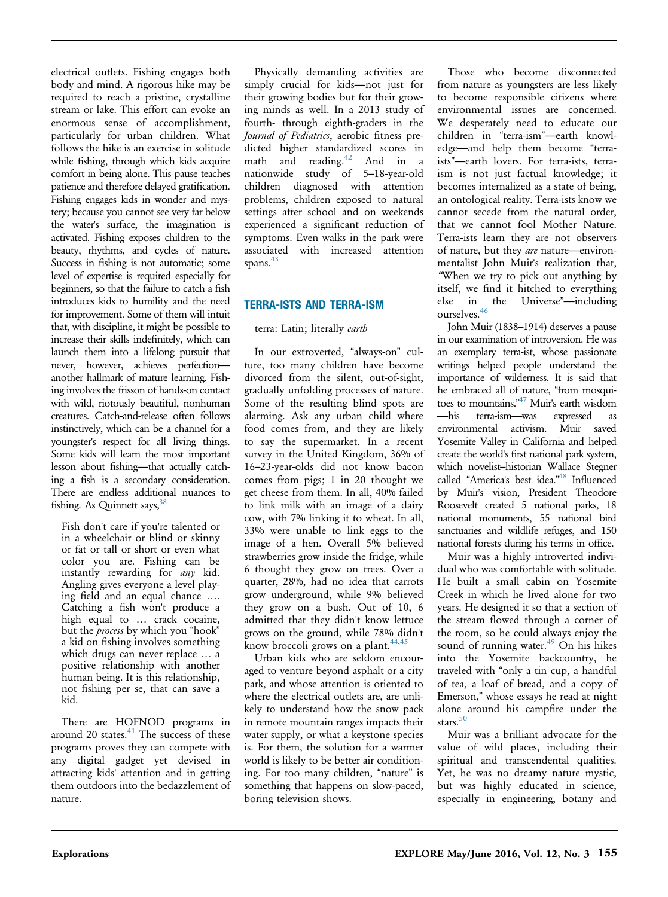electrical outlets. Fishing engages both body and mind. A rigorous hike may be required to reach a pristine, crystalline stream or lake. This effort can evoke an enormous sense of accomplishment, particularly for urban children. What follows the hike is an exercise in solitude while fishing, through which kids acquire comfort in being alone. This pause teaches patience and therefore delayed gratification. Fishing engages kids in wonder and mystery; because you cannot see very far below the water's surface, the imagination is activated. Fishing exposes children to the beauty, rhythms, and cycles of nature. Success in fishing is not automatic; some level of expertise is required especially for beginners, so that the failure to catch a fish introduces kids to humility and the need for improvement. Some of them will intuit that, with discipline, it might be possible to increase their skills indefinitely, which can launch them into a lifelong pursuit that never, however, achieves perfection—another hallmark of mature learning. Fishing involves the frisson of hands-on contact with wild, riotously beautiful, nonhuman creatures. Catch-and-release often follows instinctively, which can be a channel for a youngster's respect for all living things. Some kids will learn the most important lesson about fishing—that actually catching a fish is a secondary consideration. There are endless additional nuances to fishing. As Quinnett says,[38]

> Fish don't care if you're talented or in a wheelchair or blind or skinny or fat or tall or short or even what color you are. Fishing can be instantly rewarding for *any* kid. Angling gives everyone a level playing field and an equal chance …. Catching a fish won't produce a high equal to … crack cocaine, but the *process* by which you "hook" a kid on fishing involves something which drugs can never replace … a positive relationship with another human being. It is this relationship, not fishing per se, that can save a kid.

There are HOFNOD programs in around 20 states.[41] The success of these programs proves they can compete with any digital gadget yet devised in attracting kids' attention and in getting them outdoors into the bedazzlement of nature.

Physically demanding activities are simply crucial for kids—not just for their growing bodies but for their growing minds as well. In a 2013 study of fourth- through eighth-graders in the *Journal of Pediatrics*, aerobic fitness predicted higher standardized scores in math and reading.[42] And in a nationwide study of 5–18-year-old children diagnosed with attention problems, children exposed to natural settings after school and on weekends experienced a significant reduction of symptoms. Even walks in the park were associated with increased attention spans.[43]

## TERRA-ISTS AND TERRA-ISM

terra: Latin; literally *earth*

In our extroverted, "always-on" culture, too many children have become divorced from the silent, out-of-sight, gradually unfolding processes of nature. Some of the resulting blind spots are alarming. Ask any urban child where food comes from, and they are likely to say the supermarket. In a recent survey in the United Kingdom, 36% of 16–23-year-olds did not know bacon comes from pigs; 1 in 20 thought we get cheese from them. In all, 40% failed to link milk with an image of a dairy cow, with 7% linking it to wheat. In all, 33% were unable to link eggs to the image of a hen. Overall 5% believed strawberries grow inside the fridge, while 6 thought they grow on trees. Over a quarter, 28%, had no idea that carrots grow underground, while 9% believed they grow on a bush. Out of 10, 6 admitted that they didn't know lettuce grows on the ground, while 78% didn't know broccoli grows on a plant.[44,45]

Urban kids who are seldom encouraged to venture beyond asphalt or a city park, and whose attention is oriented to where the electrical outlets are, are unlikely to understand how the snow pack in remote mountain ranges impacts their water supply, or what a keystone species is. For them, the solution for a warmer world is likely to be better air conditioning. For too many children, "nature" is something that happens on slow-paced, boring television shows.

Those who become disconnected from nature as youngsters are less likely to become responsible citizens where environmental issues are concerned. We desperately need to educate our children in "terra-ism"—earth knowledge—and help them become "terra-ists"—earth lovers. For terra-ists, terra-ism is not just factual knowledge; it becomes internalized as a state of being, an ontological reality. Terra-ists know we cannot secede from the natural order, that we cannot fool Mother Nature. Terra-ists learn they are not observers of nature, but they *are* nature—environmentalist John Muir's realization that, "When we try to pick out anything by itself, we find it hitched to everything else in the Universe"—including ourselves.[46]

John Muir (1838–1914) deserves a pause in our examination of introversion. He was an exemplary terra-ist, whose passionate writings helped people understand the importance of wilderness. It is said that he embraced all of nature, "from mosquitoes to mountains."[47] Muir's earth wisdom—his terra-ism—was expressed as environmental activism. Muir saved Yosemite Valley in California and helped create the world's first national park system, which novelist–historian Wallace Stegner called "America's best idea."[48] Influenced by Muir's vision, President Theodore Roosevelt created 5 national parks, 18 national monuments, 55 national bird sanctuaries and wildlife refuges, and 150 national forests during his terms in office.

Muir was a highly introverted individual who was comfortable with solitude. He built a small cabin on Yosemite Creek in which he lived alone for two years. He designed it so that a section of the stream flowed through a corner of the room, so he could always enjoy the sound of running water.[49] On his hikes into the Yosemite backcountry, he traveled with "only a tin cup, a handful of tea, a loaf of bread, and a copy of Emerson," whose essays he read at night alone around his campfire under the stars.[50]

Muir was a brilliant advocate for the value of wild places, including their spiritual and transcendental qualities. Yet, he was no dreamy nature mystic, but was highly educated in science, especially in engineering, botany and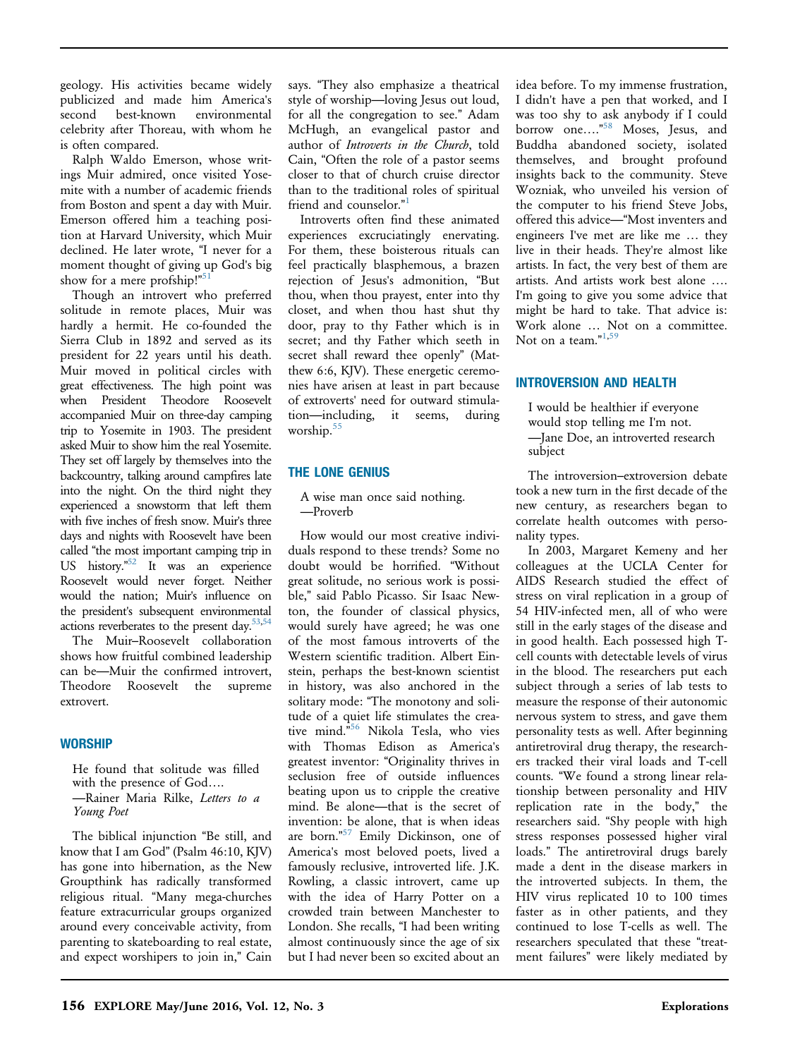geology. His activities became widely publicized and made him America's second best-known environmental celebrity after Thoreau, with whom he is often compared.

Ralph Waldo Emerson, whose writings Muir admired, once visited Yosemite with a number of academic friends from Boston and spent a day with Muir. Emerson offered him a teaching position at Harvard University, which Muir declined. He later wrote, "I never for a moment thought of giving up God's big show for a mere profship!"[51]

Though an introvert who preferred solitude in remote places, Muir was hardly a hermit. He co-founded the Sierra Club in 1892 and served as its president for 22 years until his death. Muir moved in political circles with great effectiveness. The high point was when President Theodore Roosevelt accompanied Muir on three-day camping trip to Yosemite in 1903. The president asked Muir to show him the real Yosemite. They set off largely by themselves into the backcountry, talking around campfires late into the night. On the third night they experienced a snowstorm that left them with five inches of fresh snow. Muir's three days and nights with Roosevelt have been called "the most important camping trip in US history."[52] It was an experience Roosevelt would never forget. Neither would the nation; Muir's influence on the president's subsequent environmental actions reverberates to the present day.[53,54]

The Muir–Roosevelt collaboration shows how fruitful combined leadership can be—Muir the confirmed introvert, Theodore Roosevelt the supreme extrovert.

## WORSHIP

> He found that solitude was filled with the presence of God….
> —Rainer Maria Rilke, *Letters to a Young Poet*

The biblical injunction "Be still, and know that I am God" (Psalm 46:10, KJV) has gone into hibernation, as the New Groupthink has radically transformed religious ritual. "Many mega-churches feature extracurricular groups organized around every conceivable activity, from parenting to skateboarding to real estate, and expect worshipers to join in," Cain says. "They also emphasize a theatrical style of worship—loving Jesus out loud, for all the congregation to see." Adam McHugh, an evangelical pastor and author of *Introverts in the Church*, told Cain, "Often the role of a pastor seems closer to that of church cruise director than to the traditional roles of spiritual friend and counselor."[1]

Introverts often find these animated experiences excruciatingly enervating. For them, these boisterous rituals can feel practically blasphemous, a brazen rejection of Jesus's admonition, "But thou, when thou prayest, enter into thy closet, and when thou hast shut thy door, pray to thy Father which is in secret; and thy Father which seeth in secret shall reward thee openly" (Matthew 6:6, KJV). These energetic ceremonies have arisen at least in part because of extroverts' need for outward stimulation—including, it seems, during worship.[55]

## THE LONE GENIUS

> A wise man once said nothing.
> —Proverb

How would our most creative individuals respond to these trends? Some no doubt would be horrified. "Without great solitude, no serious work is possible," said Pablo Picasso. Sir Isaac Newton, the founder of classical physics, would surely have agreed; he was one of the most famous introverts of the Western scientific tradition. Albert Einstein, perhaps the best-known scientist in history, was also anchored in the solitary mode: "The monotony and solitude of a quiet life stimulates the creative mind."[56] Nikola Tesla, who vies with Thomas Edison as America's greatest inventor: "Originality thrives in seclusion free of outside influences beating upon us to cripple the creative mind. Be alone—that is the secret of invention: be alone, that is when ideas are born."[57] Emily Dickinson, one of America's most beloved poets, lived a famously reclusive, introverted life. J.K. Rowling, a classic introvert, came up with the idea of Harry Potter on a crowded train between Manchester to London. She recalls, "I had been writing almost continuously since the age of six but I had never been so excited about an idea before. To my immense frustration, I didn't have a pen that worked, and I was too shy to ask anybody if I could borrow one…."[58] Moses, Jesus, and Buddha abandoned society, isolated themselves, and brought profound insights back to the community. Steve Wozniak, who unveiled his version of the computer to his friend Steve Jobs, offered this advice—"Most inventors and engineers I've met are like me … they live in their heads. They're almost like artists. In fact, the very best of them are artists. And artists work best alone …. I'm going to give you some advice that might be hard to take. That advice is: Work alone … Not on a committee. Not on a team."[1,59]

## INTROVERSION AND HEALTH

> I would be healthier if everyone would stop telling me I'm not.
> —Jane Doe, an introverted research subject

The introversion–extroversion debate took a new turn in the first decade of the new century, as researchers began to correlate health outcomes with personality types.

In 2003, Margaret Kemeny and her colleagues at the UCLA Center for AIDS Research studied the effect of stress on viral replication in a group of 54 HIV-infected men, all of whom were still in the early stages of the disease and in good health. Each possessed high T-cell counts with detectable levels of virus in the blood. The researchers put each subject through a series of lab tests to measure the response of their autonomic nervous system to stress, and gave them personality tests as well. After beginning antiretroviral drug therapy, the researchers tracked their viral loads and T-cell counts. "We found a strong linear relationship between personality and HIV replication rate in the body," the researchers said. "Shy people with high stress responses possessed higher viral loads." The antiretroviral drugs barely made a dent in the disease markers in the introverted subjects. In them, the HIV virus replicated 10 to 100 times faster as in other patients, and they continued to lose T-cells as well. The researchers speculated that these "treatment failures" were likely mediated by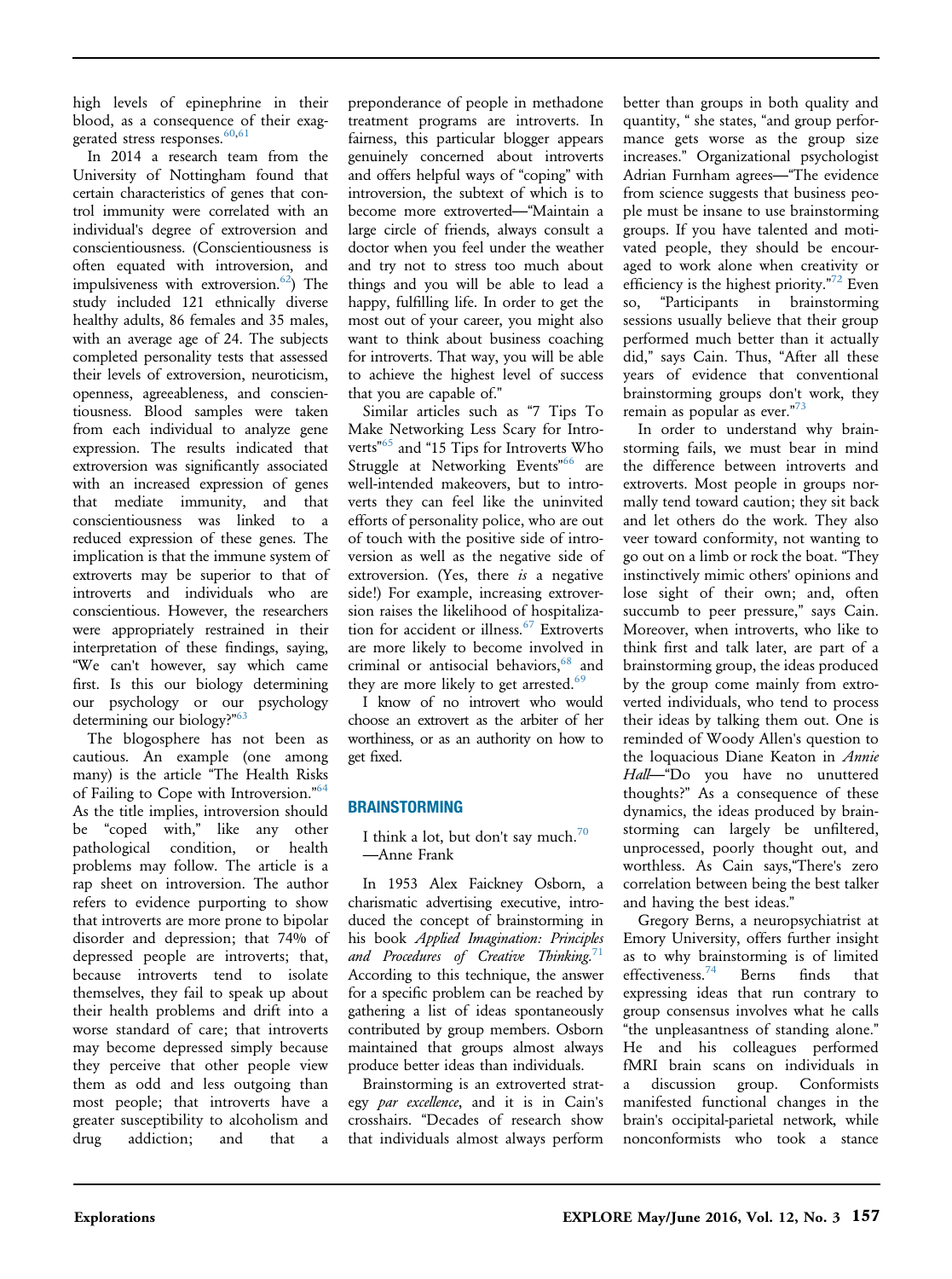high levels of epinephrine in their blood, as a consequence of their exaggerated stress responses.[60,61]

In 2014 a research team from the University of Nottingham found that certain characteristics of genes that control immunity were correlated with an individual's degree of extroversion and conscientiousness. (Conscientiousness is often equated with introversion, and impulsiveness with extroversion.[62]) The study included 121 ethnically diverse healthy adults, 86 females and 35 males, with an average age of 24. The subjects completed personality tests that assessed their levels of extroversion, neuroticism, openness, agreeableness, and conscientiousness. Blood samples were taken from each individual to analyze gene expression. The results indicated that extroversion was significantly associated with an increased expression of genes that mediate immunity, and that conscientiousness was linked to a reduced expression of these genes. The implication is that the immune system of extroverts may be superior to that of introverts and individuals who are conscientious. However, the researchers were appropriately restrained in their interpretation of these findings, saying, "We can't however, say which came first. Is this our biology determining our psychology or our psychology determining our biology?"[63]

The blogosphere has not been as cautious. An example (one among many) is the article "The Health Risks of Failing to Cope with Introversion."[64] As the title implies, introversion should be "coped with," like any other pathological condition, or health problems may follow. The article is a rap sheet on introversion. The author refers to evidence purporting to show that introverts are more prone to bipolar disorder and depression; that 74% of depressed people are introverts; that, because introverts tend to isolate themselves, they fail to speak up about their health problems and drift into a worse standard of care; that introverts may become depressed simply because they perceive that other people view them as odd and less outgoing than most people; that introverts have a greater susceptibility to alcoholism and drug addiction; and that a preponderance of people in methadone treatment programs are introverts. In fairness, this particular blogger appears genuinely concerned about introverts and offers helpful ways of "coping" with introversion, the subtext of which is to become more extroverted—"Maintain a large circle of friends, always consult a doctor when you feel under the weather and try not to stress too much about things and you will be able to lead a happy, fulfilling life. In order to get the most out of your career, you might also want to think about business coaching for introverts. That way, you will be able to achieve the highest level of success that you are capable of."

Similar articles such as "7 Tips To Make Networking Less Scary for Introverts"[65] and "15 Tips for Introverts Who Struggle at Networking Events"[66] are well-intended makeovers, but to introverts they can feel like the uninvited efforts of personality police, who are out of touch with the positive side of introversion as well as the negative side of extroversion. (Yes, there *is* a negative side!) For example, increasing extroversion raises the likelihood of hospitalization for accident or illness.[67] Extroverts are more likely to become involved in criminal or antisocial behaviors,[68] and they are more likely to get arrested.[69]

I know of no introvert who would choose an extrovert as the arbiter of her worthiness, or as an authority on how to get fixed.

## BRAINSTORMING

> I think a lot, but don't say much.[70]
> —Anne Frank

In 1953 Alex Faickney Osborn, a charismatic advertising executive, introduced the concept of brainstorming in his book *Applied Imagination: Principles and Procedures of Creative Thinking*.[71] According to this technique, the answer for a specific problem can be reached by gathering a list of ideas spontaneously contributed by group members. Osborn maintained that groups almost always produce better ideas than individuals.

Brainstorming is an extroverted strategy *par excellence*, and it is in Cain's crosshairs. "Decades of research show that individuals almost always perform better than groups in both quality and quantity, " she states, "and group performance gets worse as the group size increases." Organizational psychologist Adrian Furnham agrees—"The evidence from science suggests that business people must be insane to use brainstorming groups. If you have talented and motivated people, they should be encouraged to work alone when creativity or efficiency is the highest priority."[72] Even so, "Participants in brainstorming sessions usually believe that their group performed much better than it actually did," says Cain. Thus, "After all these years of evidence that conventional brainstorming groups don't work, they remain as popular as ever."[73]

In order to understand why brainstorming fails, we must bear in mind the difference between introverts and extroverts. Most people in groups normally tend toward caution; they sit back and let others do the work. They also veer toward conformity, not wanting to go out on a limb or rock the boat. "They instinctively mimic others' opinions and lose sight of their own; and, often succumb to peer pressure," says Cain. Moreover, when introverts, who like to think first and talk later, are part of a brainstorming group, the ideas produced by the group come mainly from extroverted individuals, who tend to process their ideas by talking them out. One is reminded of Woody Allen's question to the loquacious Diane Keaton in *Annie Hall*—"Do you have no unuttered thoughts?" As a consequence of these dynamics, the ideas produced by brainstorming can largely be unfiltered, unprocessed, poorly thought out, and worthless. As Cain says,"There's zero correlation between being the best talker and having the best ideas."

Gregory Berns, a neuropsychiatrist at Emory University, offers further insight as to why brainstorming is of limited effectiveness.[74] Berns finds that expressing ideas that run contrary to group consensus involves what he calls "the unpleasantness of standing alone." He and his colleagues performed fMRI brain scans on individuals in a discussion group. Conformists manifested functional changes in the brain's occipital-parietal network, while nonconformists who took a stance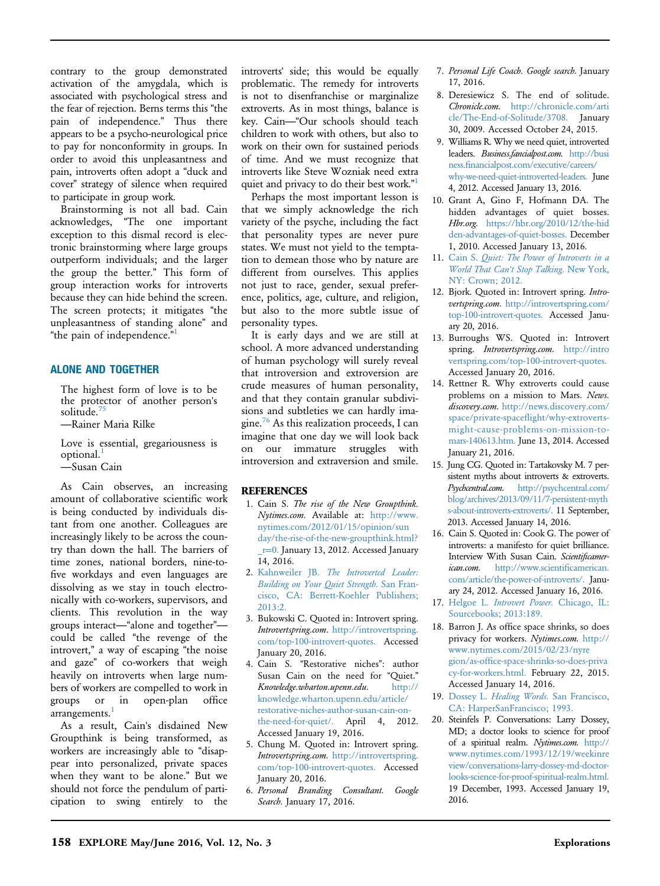contrary to the group demonstrated activation of the amygdala, which is associated with psychological stress and the fear of rejection. Berns terms this "the pain of independence." Thus there appears to be a psycho-neurological price to pay for nonconformity in groups. In order to avoid this unpleasantness and pain, introverts often adopt a "duck and cover" strategy of silence when required to participate in group work.

Brainstorming is not all bad. Cain acknowledges, "The one important exception to this dismal record is electronic brainstorming where large groups outperform individuals; and the larger the group the better." This form of group interaction works for introverts because they can hide behind the screen. The screen protects; it mitigates "the unpleasantness of standing alone" and "the pain of independence."[1]

## ALONE AND TOGETHER

> The highest form of love is to be the protector of another person's solitude.[75]
> —Rainer Maria Rilke

> Love is essential, gregariousness is optional.[1]
> —Susan Cain

As Cain observes, an increasing amount of collaborative scientific work is being conducted by individuals distant from one another. Colleagues are increasingly likely to be across the country than down the hall. The barriers of time zones, national borders, nine-to-five workdays and even languages are dissolving as we stay in touch electronically with co-workers, supervisors, and clients. This revolution in the way groups interact—"alone and together"—could be called "the revenge of the introvert," a way of escaping "the noise and gaze" of co-workers that weigh heavily on introverts when large numbers of workers are compelled to work in groups or in open-plan office arrangements.[1]

As a result, Cain's disdained New Groupthink is being transformed, as workers are increasingly able to "disappear into personalized, private spaces when they want to be alone." But we should not force the pendulum of participation to swing entirely to the introverts' side; this would be equally problematic. The remedy for introverts is not to disenfranchise or marginalize extroverts. As in most things, balance is key. Cain—"Our schools should teach children to work with others, but also to work on their own for sustained periods of time. And we must recognize that introverts like Steve Wozniak need extra quiet and privacy to do their best work."[1]

Perhaps the most important lesson is that we simply acknowledge the rich variety of the psyche, including the fact that personality types are never pure states. We must not yield to the temptation to demean those who by nature are different from ourselves. This applies not just to race, gender, sexual preference, politics, age, culture, and religion, but also to the more subtle issue of personality types.

It is early days and we are still at school. A more advanced understanding of human psychology will surely reveal that introversion and extroversion are crude measures of human personality, and that they contain granular subdivisions and subtleties we can hardly imagine.[76] As this realization proceeds, I can imagine that one day we will look back on our immature struggles with introversion and extraversion and smile.

## REFERENCES

1. Cain S. *The rise of the New Groupthink. Nytimes.com.* Available at: http://www.nytimes.com/2012/01/15/opinion/sunday/the-rise-of-the-new-groupthink.html?_r=0. January 13, 2012. Accessed January 14, 2016.
2. Kahnweiler JB. *The Introverted Leader: Building on Your Quiet Strength.* San Francisco, CA: Berrett-Koehler Publishers; 2013:2.
3. Bukowski C. Quoted in: Introvert spring. *Introvertspring.com.* http://introvertspring.com/top-100-introvert-quotes. Accessed January 20, 2016.
4. Cain S. "Restorative niches": author Susan Cain on the need for "Quiet." *Knowledge.wharton.upenn.edu.* http://knowledge.wharton.upenn.edu/article/restorative-niches-author-susan-cain-on-the-need-for-quiet/. April 4, 2012. Accessed January 19, 2016.
5. Chung M. Quoted in: Introvert spring. *Introvertspring.com.* http://introvertspring.com/top-100-introvert-quotes. Accessed January 20, 2016.
6. *Personal Branding Consultant. Google Search.* January 17, 2016.
7. *Personal Life Coach. Google search.* January 17, 2016.
8. Deresiewicz S. The end of solitude. *Chronicle.com.* http://chronicle.com/article/The-End-of-Solitude/3708. January 30, 2009. Accessed October 24, 2015.
9. Williams R. Why we need quiet, introverted leaders. *Business.fancialpost.com.* http://business.financialpost.com/executive/careers/why-we-need-quiet-introverted-leaders. June 4, 2012. Accessed January 13, 2016.
10. Grant A, Gino F, Hofmann DA. The hidden advantages of quiet bosses. *Hbr.org.* https://hbr.org/2010/12/the-hidden-advantages-of-quiet-bosses. December 1, 2010. Accessed January 13, 2016.
11. Cain S. *Quiet: The Power of Introverts in a World That Can't Stop Talking.* New York, NY: Crown; 2012.
12. Bjork. Quoted in: Introvert spring. *Introvertspring.com.* http://introvertspring.com/top-100-introvert-quotes. Accessed January 20, 2016.
13. Burroughs WS. Quoted in: Introvert spring. *Introvertspring.com.* http://introvertspring.com/top-100-introvert-quotes. Accessed January 20, 2016.
14. Rettner R. Why extroverts could cause problems on a mission to Mars. *News.discovery.com.* http://news.discovery.com/space/private-spaceflight/why-extroverts-might-cause-problems-on-mission-to-mars-140613.htm. June 13, 2014. Accessed January 21, 2016.
15. Jung CG. Quoted in: Tartakovsky M. 7 persistent myths about introverts & extroverts. *Psychcentral.com.* http://psychcentral.com/blog/archives/2013/09/11/7-persistent-myths-about-introverts-extroverts/. 11 September, 2013. Accessed January 14, 2016.
16. Cain S. Quoted in: Cook G. The power of introverts: a manifesto for quiet brilliance. Interview With Susan Cain. *Scientificamerican.com.* http://www.scientificamerican.com/article/the-power-of-introverts/. January 24, 2012. Accessed January 16, 2016.
17. Helgoe L. *Introvert Power.* Chicago, IL: Sourcebooks; 2013:189.
18. Barron J. As office space shrinks, so does privacy for workers. *Nytimes.com.* http://www.nytimes.com/2015/02/23/nyregion/as-office-space-shrinks-so-does-privacy-for-workers.html. February 22, 2015. Accessed January 14, 2016.
19. Dossey L. *Healing Words.* San Francisco, CA: HarperSanFrancisco; 1993.
20. Steinfels P. Conversations: Larry Dossey, MD; a doctor looks to science for proof of a spiritual realm. *Nytimes.com.* http://www.nytimes.com/1993/12/19/weekinreview/conversations-larry-dossey-md-doctor-looks-science-for-proof-spiritual-realm.html. 19 December, 1993. Accessed January 19, 2016.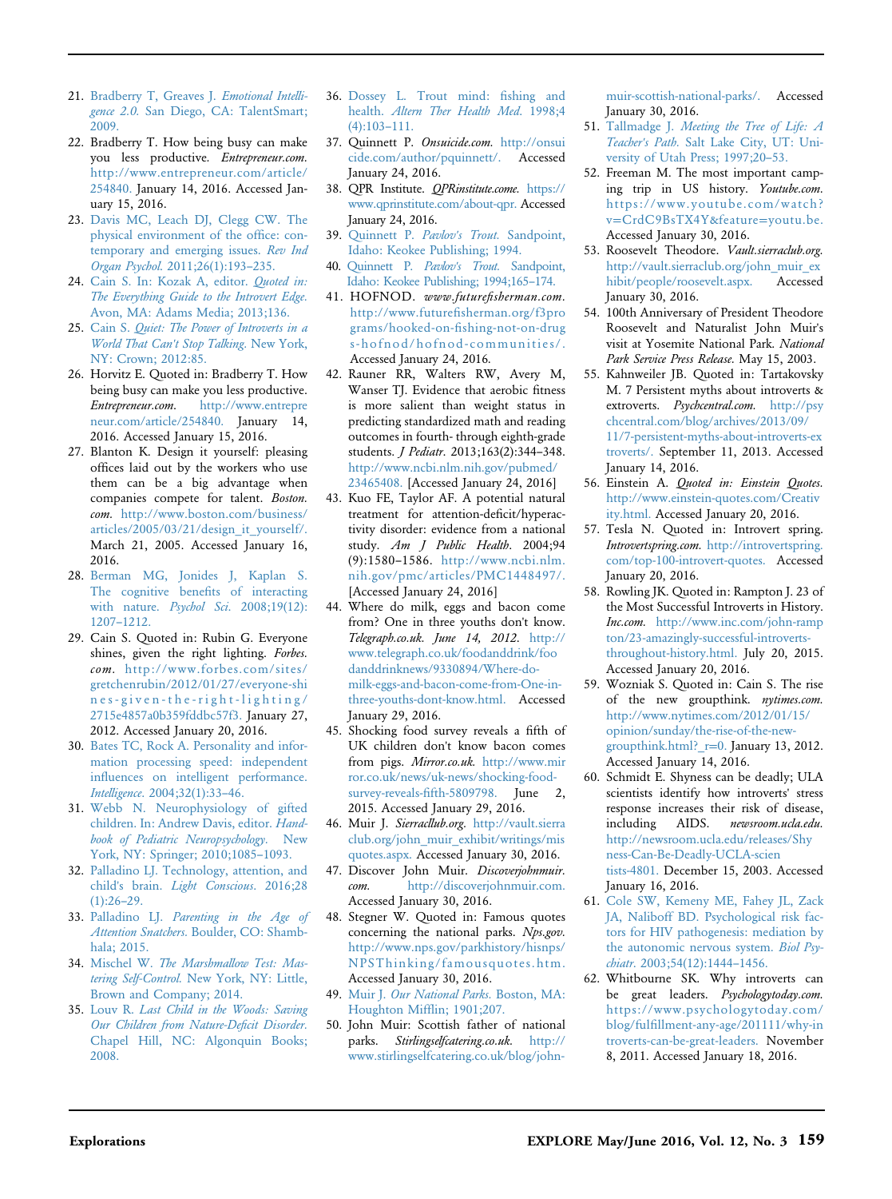21. Bradberry T, Greaves J. *Emotional Intelligence 2.0.* San Diego, CA: TalentSmart; 2009.
22. Bradberry T. How being busy can make you less productive. *Entrepreneur.com.* http://www.entrepreneur.com/article/254840. January 14, 2016. Accessed January 15, 2016.
23. Davis MC, Leach DJ, Clegg CW. The physical environment of the office: contemporary and emerging issues. *Rev Ind Organ Psychol.* 2011;26(1):193–235.
24. Cain S. In: Kozak A, editor. *Quoted in: The Everything Guide to the Introvert Edge.* Avon, MA: Adams Media; 2013;136.
25. Cain S. *Quiet: The Power of Introverts in a World That Can't Stop Talking.* New York, NY: Crown; 2012:85.
26. Horvitz E. Quoted in: Bradberry T. How being busy can make you less productive. *Entrepreneur.com.* http://www.entrepreneur.com/article/254840. January 14, 2016. Accessed January 15, 2016.
27. Blanton K. Design it yourself: pleasing offices laid out by the workers who use them can be a big advantage when companies compete for talent. *Boston.com.* http://www.boston.com/business/articles/2005/03/21/design_it_yourself/. March 21, 2005. Accessed January 16, 2016.
28. Berman MG, Jonides J, Kaplan S. The cognitive benefits of interacting with nature. *Psychol Sci.* 2008;19(12):1207–1212.
29. Cain S. Quoted in: Rubin G. Everyone shines, given the right lighting. *Forbes.com.* http://www.forbes.com/sites/gretchenrubin/2012/01/27/everyone-shines-given-the-right-lighting/2715e4857a0b359fddbc57f3. January 27, 2012. Accessed January 20, 2016.
30. Bates TC, Rock A. Personality and information processing speed: independent influences on intelligent performance. *Intelligence.* 2004;32(1):33–46.
31. Webb N. Neurophysiology of gifted children. In: Andrew Davis, editor. *Handbook of Pediatric Neuropsychology.* New York, NY: Springer; 2010;1085–1093.
32. Palladino LJ. Technology, attention, and child's brain. *Light Conscious.* 2016;28(1):26–29.
33. Palladino LJ. *Parenting in the Age of Attention Snatchers.* Boulder, CO: Shambhala; 2015.
34. Mischel W. *The Marshmallow Test: Mastering Self-Control.* New York, NY: Little, Brown and Company; 2014.
35. Louv R. *Last Child in the Woods: Saving Our Children from Nature-Deficit Disorder.* Chapel Hill, NC: Algonquin Books; 2008.
36. Dossey L. Trout mind: fishing and health. *Altern Ther Health Med.* 1998;4(4):103–111.
37. Quinnett P. *Onsuicide.com.* http://onsuicide.com/author/pquinnett/. Accessed January 24, 2016.
38. QPR Institute. *QPRinstitute.come.* https://www.qprinstitute.com/about-qpr. Accessed January 24, 2016.
39. Quinnett P. *Pavlov's Trout.* Sandpoint, Idaho: Keokee Publishing; 1994.
40. Quinnett P. *Pavlov's Trout.* Sandpoint, Idaho: Keokee Publishing; 1994;165–174.
41. HOFNOD. *www.futurefisherman.com.* http://www.futurefisherman.org/f3programs/hooked-on-fishing-not-on-drugs-hofnod/hofnod-communities/. Accessed January 24, 2016.
42. Rauner RR, Walters RW, Avery M, Wanser TJ. Evidence that aerobic fitness is more salient than weight status in predicting standardized math and reading outcomes in fourth- through eighth-grade students. *J Pediatr.* 2013;163(2):344–348. http://www.ncbi.nlm.nih.gov/pubmed/23465408. [Accessed January 24, 2016]
43. Kuo FE, Taylor AF. A potential natural treatment for attention-deficit/hyperactivity disorder: evidence from a national study. *Am J Public Health.* 2004;94(9):1580–1586. http://www.ncbi.nlm.nih.gov/pmc/articles/PMC1448497/. [Accessed January 24, 2016]
44. Where do milk, eggs and bacon come from? One in three youths don't know. *Telegraph.co.uk. June 14, 2012.* http://www.telegraph.co.uk/foodanddrink/foodanddrinknews/9330894/Where-do-milk-eggs-and-bacon-come-from-One-in-three-youths-dont-know.html. Accessed January 29, 2016.
45. Shocking food survey reveals a fifth of UK children don't know bacon comes from pigs. *Mirror.co.uk.* http://www.mirror.co.uk/news/uk-news/shocking-food-survey-reveals-fifth-5809798. June 2, 2015. Accessed January 29, 2016.
46. Muir J. *Sierraclub.org.* http://vault.sierraclub.org/john_muir_exhibit/writings/misquotes.aspx. Accessed January 30, 2016.
47. Discover John Muir. *Discoverjohnmuir.com.* http://discoverjohnmuir.com. Accessed January 30, 2016.
48. Stegner W. Quoted in: Famous quotes concerning the national parks. *Nps.gov.* http://www.nps.gov/parkhistory/hisnps/NPSThinking/famousquotes.htm. Accessed January 30, 2016.
49. Muir J. *Our National Parks.* Boston, MA: Houghton Mifflin; 1901;207.
50. John Muir: Scottish father of national parks. *Stirlingselfcatering.co.uk.* http://www.stirlingselfcatering.co.uk/blog/john-muir-scottish-national-parks/. Accessed January 30, 2016.
51. Tallmadge J. *Meeting the Tree of Life: A Teacher's Path.* Salt Lake City, UT: University of Utah Press; 1997;20–53.
52. Freeman M. The most important camping trip in US history. *Youtube.com.* https://www.youtube.com/watch?v=CrdC9BsTX4Y&feature=youtu.be. Accessed January 30, 2016.
53. Roosevelt Theodore. *Vault.sierraclub.org.* http://vault.sierraclub.org/john_muir_exhibit/people/roosevelt.aspx. Accessed January 30, 2016.
54. 100th Anniversary of President Theodore Roosevelt and Naturalist John Muir's visit at Yosemite National Park. *National Park Service Press Release.* May 15, 2003.
55. Kahnweiler JB. Quoted in: Tartakovsky M. 7 Persistent myths about introverts & extroverts. *Psychcentral.com.* http://psychcentral.com/blog/archives/2013/09/11/7-persistent-myths-about-introverts-extroverts/. September 11, 2013. Accessed January 14, 2016.
56. Einstein A. *Quoted in: Einstein Quotes.* http://www.einstein-quotes.com/Creativity.html. Accessed January 20, 2016.
57. Tesla N. Quoted in: Introvert spring. *Introvertspring.com.* http://introvertspring.com/top-100-introvert-quotes. Accessed January 20, 2016.
58. Rowling JK. Quoted in: Rampton J. 23 of the Most Successful Introverts in History. *Inc.com.* http://www.inc.com/john-rampton/23-amazingly-successful-introverts-throughout-history.html. July 20, 2015. Accessed January 20, 2016.
59. Wozniak S. Quoted in: Cain S. The rise of the new groupthink. *nytimes.com.* http://www.nytimes.com/2012/01/15/opinion/sunday/the-rise-of-the-new-groupthink.html?_r=0. January 13, 2012. Accessed January 14, 2016.
60. Schmidt E. Shyness can be deadly; ULA scientists identify how introverts' stress response increases their risk of disease, including AIDS. *newsroom.ucla.edu.* http://newsroom.ucla.edu/releases/Shyness-Can-Be-Deadly-UCLA-scientists-4801. December 15, 2003. Accessed January 16, 2016.
61. Cole SW, Kemeny ME, Fahey JL, Zack JA, Naliboff BD. Psychological risk factors for HIV pathogenesis: mediation by the autonomic nervous system. *Biol Psychiatr.* 2003;54(12):1444–1456.
62. Whitbourne SK. Why introverts can be great leaders. *Psychologytoday.com.* https://www.psychologytoday.com/blog/fulfillment-any-age/201111/why-introverts-can-be-great-leaders. November 8, 2011. Accessed January 18, 2016.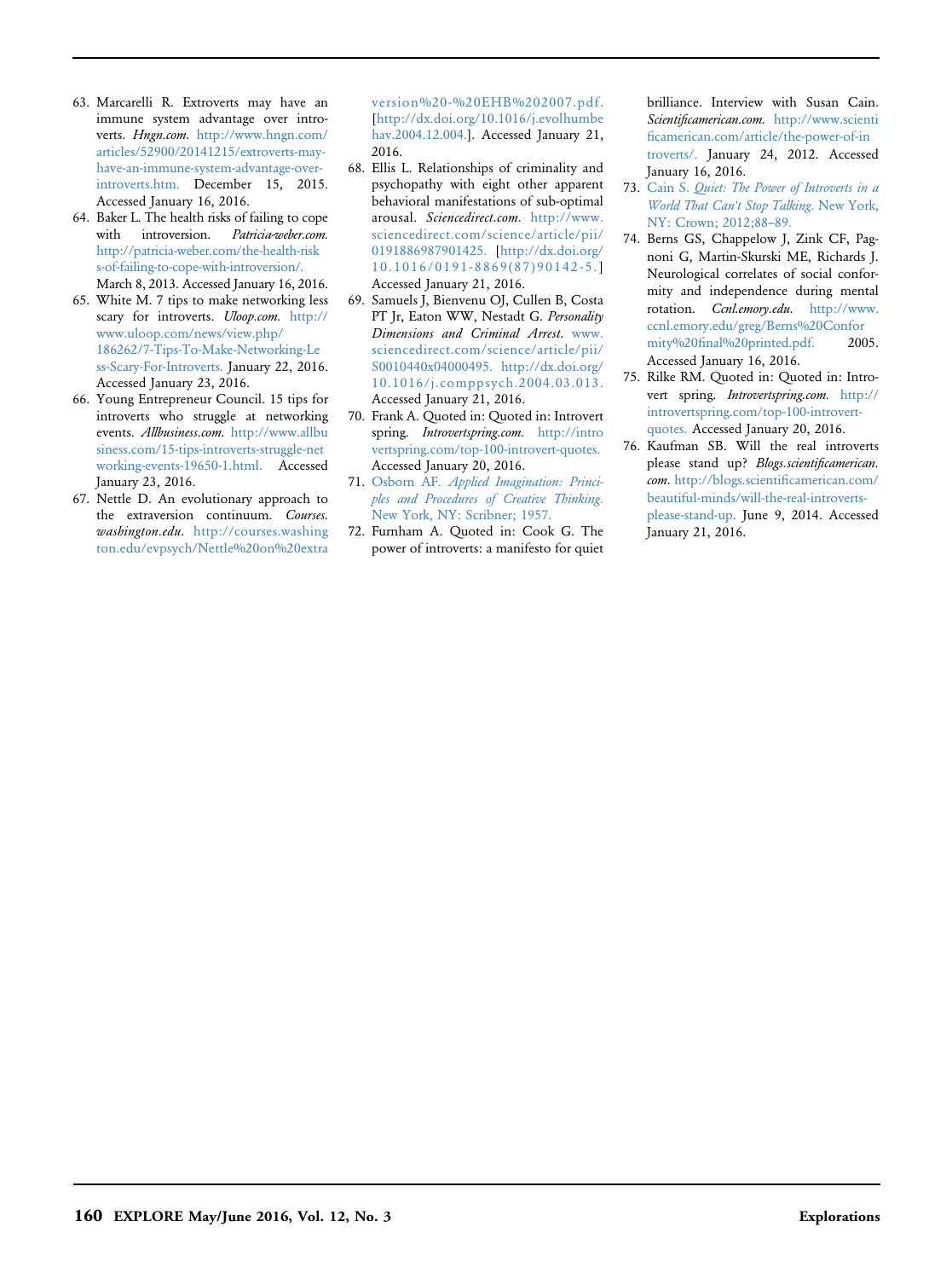63. Marcarelli R. Extroverts may have an immune system advantage over introverts. *Hngn.com.* http://www.hngn.com/articles/52900/20141215/extroverts-may-have-an-immune-system-advantage-over-introverts.htm. December 15, 2015. Accessed January 16, 2016.
64. Baker L. The health risks of failing to cope with introversion. *Patricia-weber.com.* http://patricia-weber.com/the-health-risks-of-failing-to-cope-with-introversion/. March 8, 2013. Accessed January 16, 2016.
65. White M. 7 tips to make networking less scary for introverts. *Uloop.com.* http://www.uloop.com/news/view.php/186262/7-Tips-To-Make-Networking-Less-Scary-For-Introverts. January 22, 2016. Accessed January 23, 2016.
66. Young Entrepreneur Council. 15 tips for introverts who struggle at networking events. *Allbusiness.com.* http://www.allbusiness.com/15-tips-introverts-struggle-networking-events-19650-1.html. Accessed January 23, 2016.
67. Nettle D. An evolutionary approach to the extraversion continuum. *Courses.washington.edu.* http://courses.washington.edu/evpsych/Nettle%20on%20extraversion%20-%20EHB%202007.pdf. [http://dx.doi.org/10.1016/j.evolhumbehav.2004.12.004.]. Accessed January 21, 2016.
68. Ellis L. Relationships of criminality and psychopathy with eight other apparent behavioral manifestations of sub-optimal arousal. *Sciencedirect.com.* http://www.sciencedirect.com/science/article/pii/0191886987901425. [http://dx.doi.org/10.1016/0191-8869(87)90142-5.] Accessed January 21, 2016.
69. Samuels J, Bienvenu OJ, Cullen B, Costa PT Jr, Eaton WW, Nestadt G. *Personality Dimensions and Criminal Arrest*. www.sciencedirect.com/science/article/pii/S0010440x04000495. http://dx.doi.org/10.1016/j.comppsych.2004.03.013. Accessed January 21, 2016.
70. Frank A. Quoted in: Quoted in: Introvert spring. *Introvertspring.com.* http://introvertspring.com/top-100-introvert-quotes. Accessed January 20, 2016.
71. Osborn AF. *Applied Imagination: Principles and Procedures of Creative Thinking.* New York, NY: Scribner; 1957.
72. Furnham A. Quoted in: Cook G. The power of introverts: a manifesto for quiet brilliance. Interview with Susan Cain. *Scientificamerican.com.* http://www.scientificamerican.com/article/the-power-of-introverts/. January 24, 2012. Accessed January 16, 2016.
73. Cain S. *Quiet: The Power of Introverts in a World That Can't Stop Talking.* New York, NY: Crown; 2012;88–89.
74. Berns GS, Chappelow J, Zink CF, Pagnoni G, Martin-Skurski ME, Richards J. Neurological correlates of social conformity and independence during mental rotation. *Ccnl.emory.edu.* http://www.ccnl.emory.edu/greg/Berns%20Conformity%20final%20printed.pdf. 2005. Accessed January 16, 2016.
75. Rilke RM. Quoted in: Quoted in: Introvert spring. *Introvertspring.com.* http://introvertspring.com/top-100-introvert-quotes. Accessed January 20, 2016.
76. Kaufman SB. Will the real introverts please stand up? *Blogs.scientificamerican.com.* http://blogs.scientificamerican.com/beautiful-minds/will-the-real-introverts-please-stand-up. June 9, 2014. Accessed January 21, 2016.